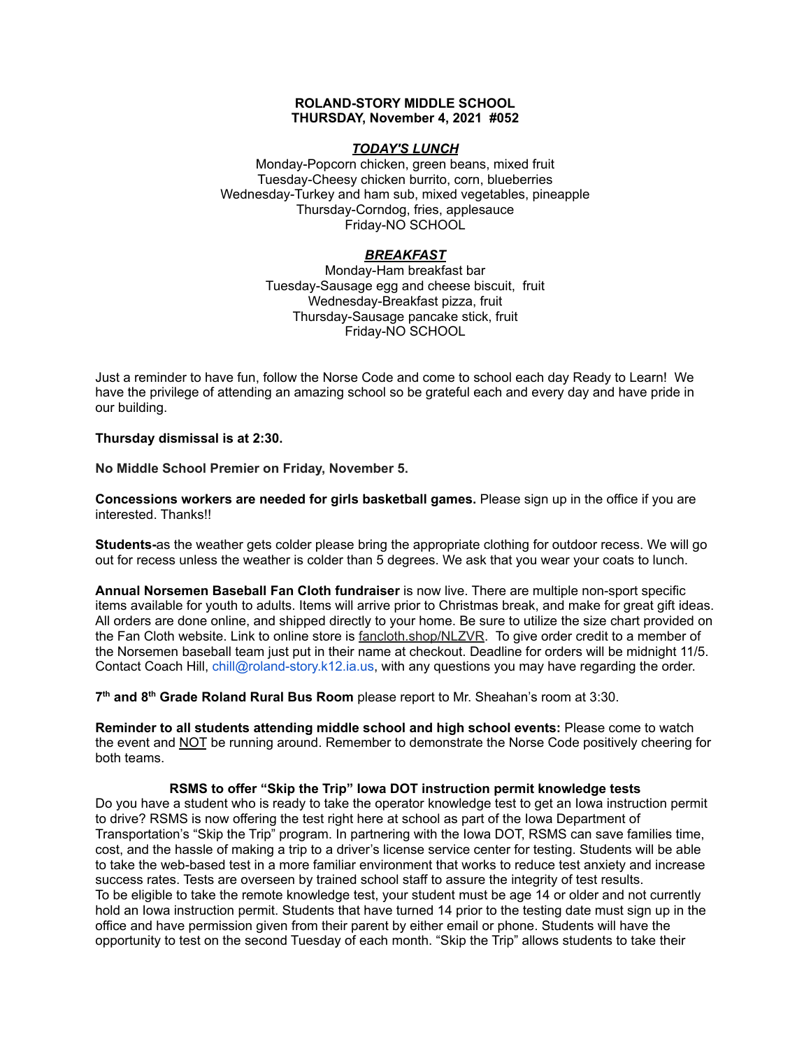**ROLAND-STORY MIDDLE SCHOOL**
**THURSDAY, November 4, 2021 #052**

***TODAY'S LUNCH***

Monday-Popcorn chicken, green beans, mixed fruit
Tuesday-Cheesy chicken burrito, corn, blueberries
Wednesday-Turkey and ham sub, mixed vegetables, pineapple
Thursday-Corndog, fries, applesauce
Friday-NO SCHOOL

***BREAKFAST***

Monday-Ham breakfast bar
Tuesday-Sausage egg and cheese biscuit, fruit
Wednesday-Breakfast pizza, fruit
Thursday-Sausage pancake stick, fruit
Friday-NO SCHOOL

Just a reminder to have fun, follow the Norse Code and come to school each day Ready to Learn! We have the privilege of attending an amazing school so be grateful each and every day and have pride in our building.

**Thursday dismissal is at 2:30.**

**No Middle School Premier on Friday, November 5.**

**Concessions workers are needed for girls basketball games.** Please sign up in the office if you are interested. Thanks!!

**Students-**as the weather gets colder please bring the appropriate clothing for outdoor recess. We will go out for recess unless the weather is colder than 5 degrees. We ask that you wear your coats to lunch.

**Annual Norsemen Baseball Fan Cloth fundraiser** is now live. There are multiple non-sport specific items available for youth to adults. Items will arrive prior to Christmas break, and make for great gift ideas. All orders are done online, and shipped directly to your home. Be sure to utilize the size chart provided on the Fan Cloth website. Link to online store is fancloth.shop/NLZVR. To give order credit to a member of the Norsemen baseball team just put in their name at checkout. Deadline for orders will be midnight 11/5. Contact Coach Hill, chill@roland-story.k12.ia.us, with any questions you may have regarding the order.

**7th and 8th Grade Roland Rural Bus Room** please report to Mr. Sheahan's room at 3:30.

**Reminder to all students attending middle school and high school events:** Please come to watch the event and NOT be running around. Remember to demonstrate the Norse Code positively cheering for both teams.

**RSMS to offer "Skip the Trip" Iowa DOT instruction permit knowledge tests**

Do you have a student who is ready to take the operator knowledge test to get an Iowa instruction permit to drive? RSMS is now offering the test right here at school as part of the Iowa Department of Transportation's "Skip the Trip" program. In partnering with the Iowa DOT, RSMS can save families time, cost, and the hassle of making a trip to a driver's license service center for testing. Students will be able to take the web-based test in a more familiar environment that works to reduce test anxiety and increase success rates. Tests are overseen by trained school staff to assure the integrity of test results.
To be eligible to take the remote knowledge test, your student must be age 14 or older and not currently hold an Iowa instruction permit. Students that have turned 14 prior to the testing date must sign up in the office and have permission given from their parent by either email or phone. Students will have the opportunity to test on the second Tuesday of each month. "Skip the Trip" allows students to take their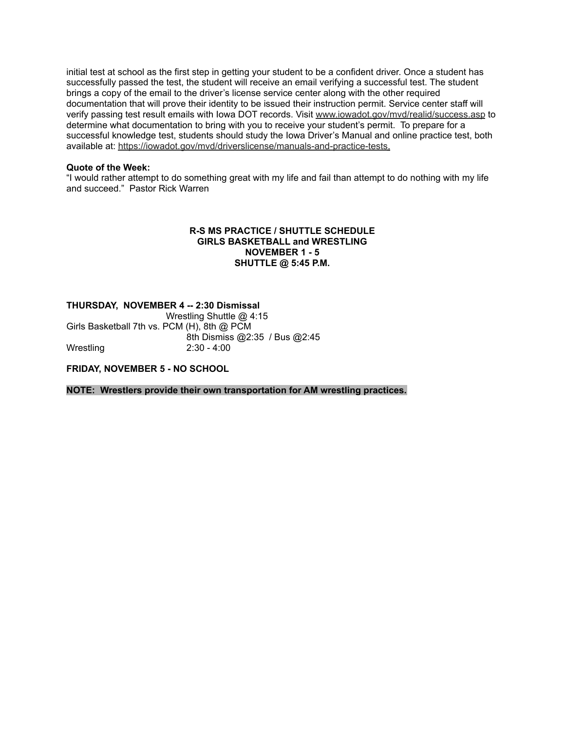initial test at school as the first step in getting your student to be a confident driver. Once a student has successfully passed the test, the student will receive an email verifying a successful test. The student brings a copy of the email to the driver's license service center along with the other required documentation that will prove their identity to be issued their instruction permit. Service center staff will verify passing test result emails with Iowa DOT records. Visit www.iowadot.gov/mvd/realid/success.asp to determine what documentation to bring with you to receive your student's permit. To prepare for a successful knowledge test, students should study the Iowa Driver's Manual and online practice test, both available at: https://iowadot.gov/mvd/driverslicense/manuals-and-practice-tests.

**Quote of the Week:**
"I would rather attempt to do something great with my life and fail than attempt to do nothing with my life and succeed." Pastor Rick Warren

**R-S MS PRACTICE / SHUTTLE SCHEDULE**
**GIRLS BASKETBALL and WRESTLING**
**NOVEMBER 1 - 5**
**SHUTTLE @ 5:45 P.M.**

**THURSDAY, NOVEMBER 4 -- 2:30 Dismissal**

Wrestling Shuttle @ 4:15

Girls Basketball 7th vs. PCM (H), 8th @ PCM

8th Dismiss @2:35 / Bus @2:45

Wrestling 2:30 - 4:00

**FRIDAY, NOVEMBER 5 - NO SCHOOL**

**NOTE: Wrestlers provide their own transportation for AM wrestling practices.**